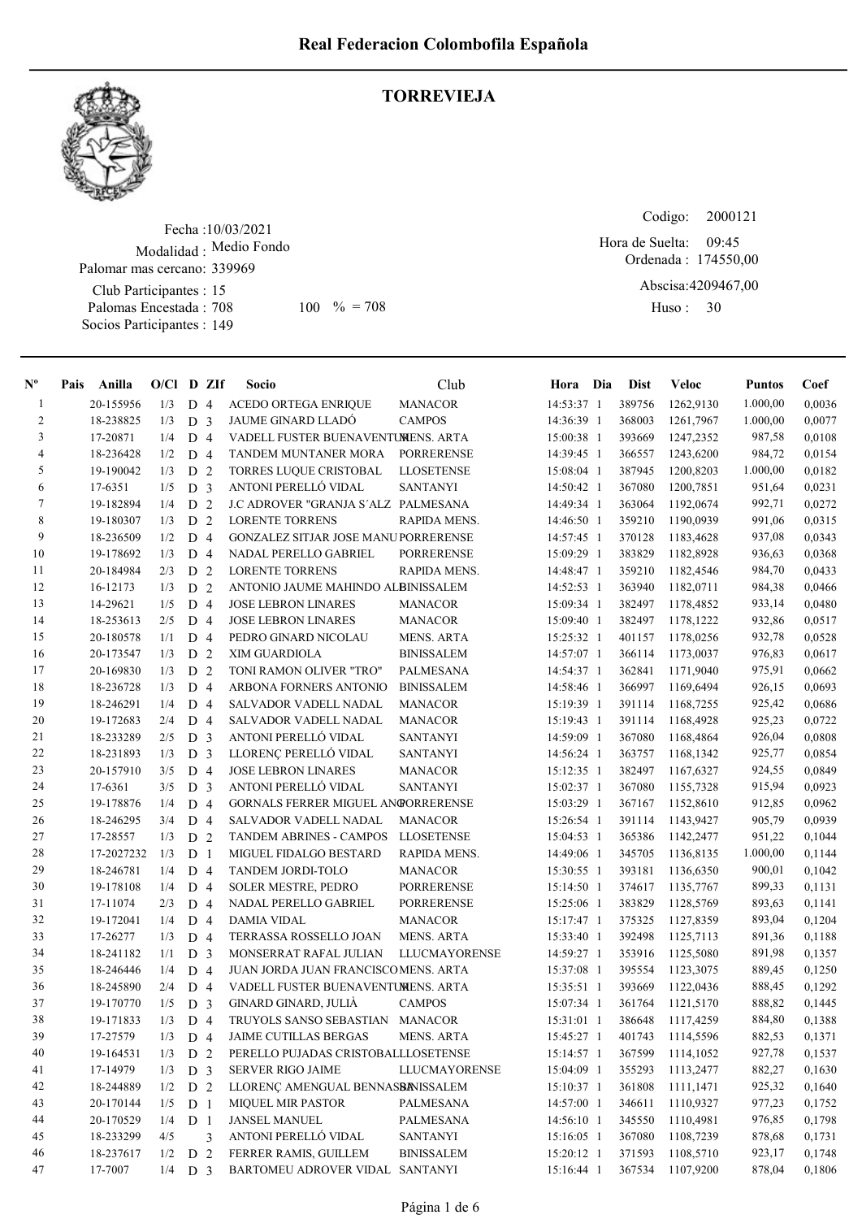# Real Federacion Colombofila Española

## TORREVIEJA

Fecha :10/03/2021
Modalidad : Medio Fondo
Palomar mas cercano: 339969
Club Participantes : 15
Palomas Encestada : 708  100 % = 708
Socios Participantes : 149

Codigo: 2000121
Hora de Suelta: 09:45
Ordenada : 174550,00
Abscisa:4209467,00
Huso : 30

| Nº | Pais | Anilla | O/Cl | D | ZIf | Socio | Club | Hora | Dia | Dist | Veloc | Puntos | Coef |
|---|---|---|---|---|---|---|---|---|---|---|---|---|---|
| 1 | | 20-155956 | 1/3 | D | 4 | ACEDO ORTEGA ENRIQUE | MANACOR | 14:53:37 | 1 | 389756 | 1262,9130 | 1.000,00 | 0,0036 |
| 2 | | 18-238825 | 1/3 | D | 3 | JAUME GINARD LLADÓ | CAMPOS | 14:36:39 | 1 | 368003 | 1261,7967 | 1.000,00 | 0,0077 |
| 3 | | 17-20871 | 1/4 | D | 4 | VADELL FUSTER BUENAVENTURA | MENS. ARTA | 15:00:38 | 1 | 393669 | 1247,2352 | 987,58 | 0,0108 |
| 4 | | 18-236428 | 1/2 | D | 4 | TANDEM MUNTANER MORA | PORRERENSE | 14:39:45 | 1 | 366557 | 1243,6200 | 984,72 | 0,0154 |
| 5 | | 19-190042 | 1/3 | D | 2 | TORRES LUQUE CRISTOBAL | LLOSETENSE | 15:08:04 | 1 | 387945 | 1200,8203 | 1.000,00 | 0,0182 |
| 6 | | 17-6351 | 1/5 | D | 3 | ANTONI PERELLÓ VIDAL | SANTANYI | 14:50:42 | 1 | 367080 | 1200,7851 | 951,64 | 0,0231 |
| 7 | | 19-182894 | 1/4 | D | 2 | J.C ADROVER "GRANJA S´ALZ | PALMESANA | 14:49:34 | 1 | 363064 | 1192,0674 | 992,71 | 0,0272 |
| 8 | | 19-180307 | 1/3 | D | 2 | LORENTE TORRENS | RAPIDA MENS. | 14:46:50 | 1 | 359210 | 1190,0939 | 991,06 | 0,0315 |
| 9 | | 18-236509 | 1/2 | D | 4 | GONZALEZ SITJAR JOSE MANU | PORRERENSE | 14:57:45 | 1 | 370128 | 1183,4628 | 937,08 | 0,0343 |
| 10 | | 19-178692 | 1/3 | D | 4 | NADAL PERELLO GABRIEL | PORRERENSE | 15:09:29 | 1 | 383829 | 1182,8928 | 936,63 | 0,0368 |
| 11 | | 20-184984 | 2/3 | D | 2 | LORENTE TORRENS | RAPIDA MENS. | 14:48:47 | 1 | 359210 | 1182,4546 | 984,70 | 0,0433 |
| 12 | | 16-12173 | 1/3 | D | 2 | ANTONIO JAUME MAHINDO AL | BINISSALEM | 14:52:53 | 1 | 363940 | 1182,0711 | 984,38 | 0,0466 |
| 13 | | 14-29621 | 1/5 | D | 4 | JOSE LEBRON LINARES | MANACOR | 15:09:34 | 1 | 382497 | 1178,4852 | 933,14 | 0,0480 |
| 14 | | 18-253613 | 2/5 | D | 4 | JOSE LEBRON LINARES | MANACOR | 15:09:40 | 1 | 382497 | 1178,1222 | 932,86 | 0,0517 |
| 15 | | 20-180578 | 1/1 | D | 4 | PEDRO GINARD NICOLAU | MENS. ARTA | 15:25:32 | 1 | 401157 | 1178,0256 | 932,78 | 0,0528 |
| 16 | | 20-173547 | 1/3 | D | 2 | XIM GUARDIOLA | BINISSALEM | 14:57:07 | 1 | 366114 | 1173,0037 | 976,83 | 0,0617 |
| 17 | | 20-169830 | 1/3 | D | 2 | TONI RAMON OLIVER "TRO" | PALMESANA | 14:54:37 | 1 | 362841 | 1171,9040 | 975,91 | 0,0662 |
| 18 | | 18-236728 | 1/3 | D | 4 | ARBONA FORNERS ANTONIO | BINISSALEM | 14:58:46 | 1 | 366997 | 1169,6494 | 926,15 | 0,0693 |
| 19 | | 18-246291 | 1/4 | D | 4 | SALVADOR VADELL NADAL | MANACOR | 15:19:39 | 1 | 391114 | 1168,7255 | 925,42 | 0,0686 |
| 20 | | 19-172683 | 2/4 | D | 4 | SALVADOR VADELL NADAL | MANACOR | 15:19:43 | 1 | 391114 | 1168,4928 | 925,23 | 0,0722 |
| 21 | | 18-233289 | 2/5 | D | 3 | ANTONI PERELLÓ VIDAL | SANTANYI | 14:59:09 | 1 | 367080 | 1168,4864 | 926,04 | 0,0808 |
| 22 | | 18-231893 | 1/3 | D | 3 | LLORENÇ PERELLÓ VIDAL | SANTANYI | 14:56:24 | 1 | 363757 | 1168,1342 | 925,77 | 0,0854 |
| 23 | | 20-157910 | 3/5 | D | 4 | JOSE LEBRON LINARES | MANACOR | 15:12:35 | 1 | 382497 | 1167,6327 | 924,55 | 0,0849 |
| 24 | | 17-6361 | 3/5 | D | 3 | ANTONI PERELLÓ VIDAL | SANTANYI | 15:02:37 | 1 | 367080 | 1155,7328 | 915,94 | 0,0923 |
| 25 | | 19-178876 | 1/4 | D | 4 | GORNALS FERRER MIGUEL ANG | PORRERENSE | 15:03:29 | 1 | 367167 | 1152,8610 | 912,85 | 0,0962 |
| 26 | | 18-246295 | 3/4 | D | 4 | SALVADOR VADELL NADAL | MANACOR | 15:26:54 | 1 | 391114 | 1143,9427 | 905,79 | 0,0939 |
| 27 | | 17-28557 | 1/3 | D | 2 | TANDEM ABRINES - CAMPOS | LLOSETENSE | 15:04:53 | 1 | 365386 | 1142,2477 | 951,22 | 0,1044 |
| 28 | | 17-2027232 | 1/3 | D | 1 | MIGUEL FIDALGO BESTARD | RAPIDA MENS. | 14:49:06 | 1 | 345705 | 1136,8135 | 1.000,00 | 0,1144 |
| 29 | | 18-246781 | 1/4 | D | 4 | TANDEM JORDI-TOLO | MANACOR | 15:30:55 | 1 | 393181 | 1136,6350 | 900,01 | 0,1042 |
| 30 | | 19-178108 | 1/4 | D | 4 | SOLER MESTRE, PEDRO | PORRERENSE | 15:14:50 | 1 | 374617 | 1135,7767 | 899,33 | 0,1131 |
| 31 | | 17-11074 | 2/3 | D | 4 | NADAL PERELLO GABRIEL | PORRERENSE | 15:25:06 | 1 | 383829 | 1128,5769 | 893,63 | 0,1141 |
| 32 | | 19-172041 | 1/4 | D | 4 | DAMIA VIDAL | MANACOR | 15:17:47 | 1 | 375325 | 1127,8359 | 893,04 | 0,1204 |
| 33 | | 17-26277 | 1/3 | D | 4 | TERRASSA ROSSELLO JOAN | MENS. ARTA | 15:33:40 | 1 | 392498 | 1125,7113 | 891,36 | 0,1188 |
| 34 | | 18-241182 | 1/1 | D | 3 | MONSERRAT RAFAL JULIAN | LLUCMAYORENSE | 14:59:27 | 1 | 353916 | 1125,5080 | 891,98 | 0,1357 |
| 35 | | 18-246446 | 1/4 | D | 4 | JUAN JORDA JUAN FRANCISCO | MENS. ARTA | 15:37:08 | 1 | 395554 | 1123,3075 | 889,45 | 0,1250 |
| 36 | | 18-245890 | 2/4 | D | 4 | VADELL FUSTER BUENAVENTURA | MENS. ARTA | 15:35:51 | 1 | 393669 | 1122,0436 | 888,45 | 0,1292 |
| 37 | | 19-170770 | 1/5 | D | 3 | GINARD GINARD, JULIÀ | CAMPOS | 15:07:34 | 1 | 361764 | 1121,5170 | 888,82 | 0,1445 |
| 38 | | 19-171833 | 1/3 | D | 4 | TRUYOLS SANSO SEBASTIAN | MANACOR | 15:31:01 | 1 | 386648 | 1117,4259 | 884,80 | 0,1388 |
| 39 | | 17-27579 | 1/3 | D | 4 | JAIME CUTILLAS BERGAS | MENS. ARTA | 15:45:27 | 1 | 401743 | 1114,5596 | 882,53 | 0,1371 |
| 40 | | 19-164531 | 1/3 | D | 2 | PERELLO PUJADAS CRISTOBAL | LLOSETENSE | 15:14:57 | 1 | 367599 | 1114,1052 | 927,78 | 0,1537 |
| 41 | | 17-14979 | 1/3 | D | 3 | SERVER RIGO JAIME | LLUCMAYORENSE | 15:04:09 | 1 | 355293 | 1113,2477 | 882,27 | 0,1630 |
| 42 | | 18-244889 | 1/2 | D | 2 | LLORENÇ AMENGUAL BENNASSA | BINISSALEM | 15:10:37 | 1 | 361808 | 1111,1471 | 925,32 | 0,1640 |
| 43 | | 20-170144 | 1/5 | D | 1 | MIQUEL MIR PASTOR | PALMESANA | 14:57:00 | 1 | 346611 | 1110,9327 | 977,23 | 0,1752 |
| 44 | | 20-170529 | 1/4 | D | 1 | JANSEL MANUEL | PALMESANA | 14:56:10 | 1 | 345550 | 1110,4981 | 976,85 | 0,1798 |
| 45 | | 18-233299 | 4/5 | | 3 | ANTONI PERELLÓ VIDAL | SANTANYI | 15:16:05 | 1 | 367080 | 1108,7239 | 878,68 | 0,1731 |
| 46 | | 18-237617 | 1/2 | D | 2 | FERRER RAMIS, GUILLEM | BINISSALEM | 15:20:12 | 1 | 371593 | 1108,5710 | 923,17 | 0,1748 |
| 47 | | 17-7007 | 1/4 | D | 3 | BARTOMEU ADROVER VIDAL | SANTANYI | 15:16:44 | 1 | 367534 | 1107,9200 | 878,04 | 0,1806 |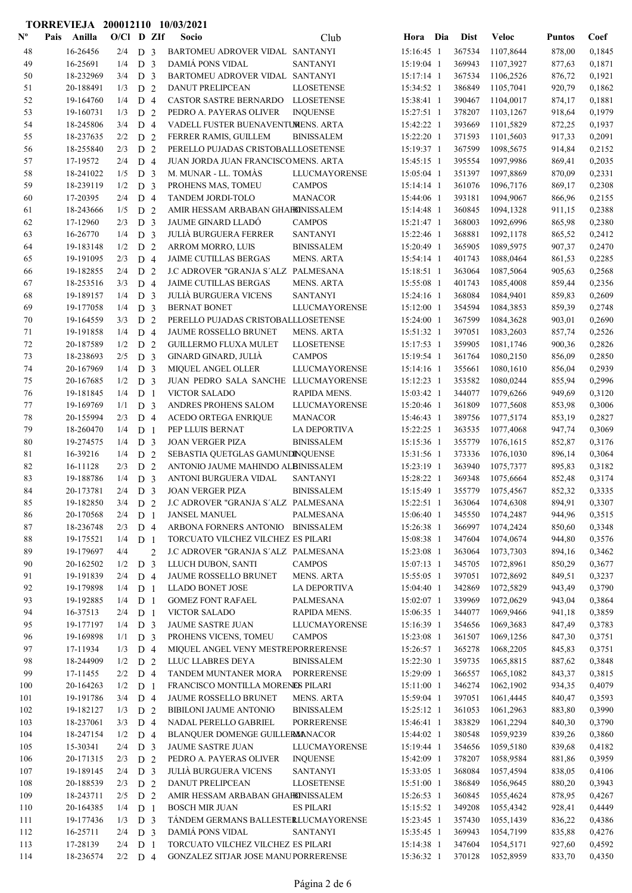**TORREVIEJA 200012110 10/03/2021**

| Nº | Pais | Anilla | O/Cl | D | ZIf | Socio | Club | Hora | Dia | Dist | Veloc | Puntos | Coef |
|---|---|---|---|---|---|---|---|---|---|---|---|---|---|
| 48 | | 16-26456 | 2/4 | D | 3 | BARTOMEU ADROVER VIDAL | SANTANYI | 15:16:45 | 1 | 367534 | 1107,8644 | 878,00 | 0,1845 |
| 49 | | 16-25691 | 1/4 | D | 3 | DAMIÁ PONS VIDAL | SANTANYI | 15:19:04 | 1 | 369943 | 1107,3927 | 877,63 | 0,1871 |
| 50 | | 18-232969 | 3/4 | D | 3 | BARTOMEU ADROVER VIDAL | SANTANYI | 15:17:14 | 1 | 367534 | 1106,2526 | 876,72 | 0,1921 |
| 51 | | 20-188491 | 1/3 | D | 2 | DANUT PRELIPCEAN | LLOSETENSE | 15:34:52 | 1 | 386849 | 1105,7041 | 920,79 | 0,1862 |
| 52 | | 19-164760 | 1/4 | D | 4 | CASTOR SASTRE BERNARDO | LLOSETENSE | 15:38:41 | 1 | 390467 | 1104,0017 | 874,17 | 0,1881 |
| 53 | | 19-160731 | 1/3 | D | 2 | PEDRO A. PAYERAS OLIVER | INQUENSE | 15:27:51 | 1 | 378207 | 1103,1267 | 918,64 | 0,1979 |
| 54 | | 18-245806 | 3/4 | D | 4 | VADELL FUSTER BUENAVENTURA | MENS. ARTA | 15:42:22 | 1 | 393669 | 1101,5829 | 872,25 | 0,1937 |
| 55 | | 18-237635 | 2/2 | D | 2 | FERRER RAMIS, GUILLEM | BINISSALEM | 15:22:20 | 1 | 371593 | 1101,5603 | 917,33 | 0,2091 |
| 56 | | 18-255840 | 2/3 | D | 2 | PERELLO PUJADAS CRISTOBAL | LLOSETENSE | 15:19:37 | 1 | 367599 | 1098,5675 | 914,84 | 0,2152 |
| 57 | | 17-19572 | 2/4 | D | 4 | JUAN JORDA JUAN FRANCISCO | MENS. ARTA | 15:45:15 | 1 | 395554 | 1097,9986 | 869,41 | 0,2035 |
| 58 | | 18-241022 | 1/5 | D | 3 | M. MUNAR - LL. TOMÀS | LLUCMAYORENSE | 15:05:04 | 1 | 351397 | 1097,8869 | 870,09 | 0,2331 |
| 59 | | 18-239119 | 1/2 | D | 3 | PROHENS MAS, TOMEU | CAMPOS | 15:14:14 | 1 | 361076 | 1096,7176 | 869,17 | 0,2308 |
| 60 | | 17-20395 | 2/4 | D | 4 | TANDEM JORDI-TOLO | MANACOR | 15:44:06 | 1 | 393181 | 1094,9067 | 866,96 | 0,2155 |
| 61 | | 18-243666 | 1/5 | D | 2 | AMIR HESSAM ARBABAN GHAFFI | BINISSALEM | 15:14:48 | 1 | 360845 | 1094,1328 | 911,15 | 0,2388 |
| 62 | | 17-12960 | 2/3 | D | 3 | JAUME GINARD LLADÓ | CAMPOS | 15:21:47 | 1 | 368003 | 1092,6996 | 865,98 | 0,2380 |
| 63 | | 16-26770 | 1/4 | D | 3 | JULIÀ BURGUERA FERRER | SANTANYI | 15:22:46 | 1 | 368881 | 1092,1178 | 865,52 | 0,2412 |
| 64 | | 19-183148 | 1/2 | D | 2 | ARROM MORRO, LUIS | BINISSALEM | 15:20:49 | 1 | 365905 | 1089,5975 | 907,37 | 0,2470 |
| 65 | | 19-191095 | 2/3 | D | 4 | JAIME CUTILLAS BERGAS | MENS. ARTA | 15:54:14 | 1 | 401743 | 1088,0464 | 861,53 | 0,2285 |
| 66 | | 19-182855 | 2/4 | D | 2 | J.C ADROVER "GRANJA S´ALZ | PALMESANA | 15:18:51 | 1 | 363064 | 1087,5064 | 905,63 | 0,2568 |
| 67 | | 18-253516 | 3/3 | D | 4 | JAIME CUTILLAS BERGAS | MENS. ARTA | 15:55:08 | 1 | 401743 | 1085,4008 | 859,44 | 0,2356 |
| 68 | | 19-189157 | 1/4 | D | 3 | JULIÀ BURGUERA VICENS | SANTANYI | 15:24:16 | 1 | 368084 | 1084,9401 | 859,83 | 0,2609 |
| 69 | | 19-177058 | 1/4 | D | 3 | BERNAT BONET | LLUCMAYORENSE | 15:12:00 | 1 | 354594 | 1084,3853 | 859,39 | 0,2748 |
| 70 | | 19-164559 | 3/3 | D | 2 | PERELLO PUJADAS CRISTOBAL | LLOSETENSE | 15:24:00 | 1 | 367599 | 1084,3628 | 903,01 | 0,2690 |
| 71 | | 19-191858 | 1/4 | D | 4 | JAUME ROSSELLO BRUNET | MENS. ARTA | 15:51:32 | 1 | 397051 | 1083,2603 | 857,74 | 0,2526 |
| 72 | | 20-187589 | 1/2 | D | 2 | GUILLERMO FLUXA MULET | LLOSETENSE | 15:17:53 | 1 | 359905 | 1081,1746 | 900,36 | 0,2826 |
| 73 | | 18-238693 | 2/5 | D | 3 | GINARD GINARD, JULIÀ | CAMPOS | 15:19:54 | 1 | 361764 | 1080,2150 | 856,09 | 0,2850 |
| 74 | | 20-167969 | 1/4 | D | 3 | MIQUEL ANGEL OLLER | LLUCMAYORENSE | 15:14:16 | 1 | 355661 | 1080,1610 | 856,04 | 0,2939 |
| 75 | | 20-167685 | 1/2 | D | 3 | JUAN PEDRO SALA SANCHE | LLUCMAYORENSE | 15:12:23 | 1 | 353582 | 1080,0244 | 855,94 | 0,2996 |
| 76 | | 19-181845 | 1/4 | D | 1 | VICTOR SALADO | RAPIDA MENS. | 15:03:42 | 1 | 344077 | 1079,6266 | 949,69 | 0,3120 |
| 77 | | 19-169769 | 1/1 | D | 3 | ANDRES PROHENS SALOM | LLUCMAYORENSE | 15:20:46 | 1 | 361809 | 1077,5608 | 853,98 | 0,3006 |
| 78 | | 20-155994 | 2/3 | D | 4 | ACEDO ORTEGA ENRIQUE | MANACOR | 15:46:43 | 1 | 389756 | 1077,5174 | 853,19 | 0,2827 |
| 79 | | 18-260470 | 1/4 | D | 1 | PEP LLUIS BERNAT | LA DEPORTIVA | 15:22:25 | 1 | 363535 | 1077,4068 | 947,74 | 0,3069 |
| 80 | | 19-274575 | 1/4 | D | 3 | JOAN VERGER PIZA | BINISSALEM | 15:15:36 | 1 | 355779 | 1076,1615 | 852,87 | 0,3176 |
| 81 | | 16-39216 | 1/4 | D | 2 | SEBASTIA QUETGLAS GAMUNDI | INQUENSE | 15:31:56 | 1 | 373336 | 1076,1030 | 896,14 | 0,3064 |
| 82 | | 16-11128 | 2/3 | D | 2 | ANTONIO JAUME MAHINDO ALB | BINISSALEM | 15:23:19 | 1 | 363940 | 1075,7377 | 895,83 | 0,3182 |
| 83 | | 19-188786 | 1/4 | D | 3 | ANTONI BURGUERA VIDAL | SANTANYI | 15:28:22 | 1 | 369348 | 1075,6664 | 852,48 | 0,3174 |
| 84 | | 20-173781 | 2/4 | D | 3 | JOAN VERGER PIZA | BINISSALEM | 15:15:49 | 1 | 355779 | 1075,4567 | 852,32 | 0,3335 |
| 85 | | 19-182850 | 3/4 | D | 2 | J.C ADROVER "GRANJA S´ALZ | PALMESANA | 15:22:51 | 1 | 363064 | 1074,6308 | 894,91 | 0,3307 |
| 86 | | 20-170568 | 2/4 | D | 1 | JANSEL MANUEL | PALMESANA | 15:06:40 | 1 | 345550 | 1074,2487 | 944,96 | 0,3515 |
| 87 | | 18-236748 | 2/3 | D | 4 | ARBONA FORNERS ANTONIO | BINISSALEM | 15:26:38 | 1 | 366997 | 1074,2424 | 850,60 | 0,3348 |
| 88 | | 19-175521 | 1/4 | D | 1 | TORCUATO VILCHEZ VILCHEZ | ES PILARI | 15:08:38 | 1 | 347604 | 1074,0674 | 944,80 | 0,3576 |
| 89 | | 19-179697 | 4/4 | | 2 | J.C ADROVER "GRANJA S´ALZ | PALMESANA | 15:23:08 | 1 | 363064 | 1073,7303 | 894,16 | 0,3462 |
| 90 | | 20-162502 | 1/2 | D | 3 | LLUCH DUBON, SANTI | CAMPOS | 15:07:13 | 1 | 345705 | 1072,8961 | 850,29 | 0,3677 |
| 91 | | 19-191839 | 2/4 | D | 4 | JAUME ROSSELLO BRUNET | MENS. ARTA | 15:55:05 | 1 | 397051 | 1072,8692 | 849,51 | 0,3237 |
| 92 | | 19-179898 | 1/4 | D | 1 | LLADO BONET JOSE | LA DEPORTIVA | 15:04:40 | 1 | 342869 | 1072,5829 | 943,49 | 0,3790 |
| 93 | | 19-192885 | 1/4 | D | 1 | GOMEZ FONT RAFAEL | PALMESANA | 15:02:07 | 1 | 339969 | 1072,0629 | 943,04 | 0,3864 |
| 94 | | 16-37513 | 2/4 | D | 1 | VICTOR SALADO | RAPIDA MENS. | 15:06:35 | 1 | 344077 | 1069,9466 | 941,18 | 0,3859 |
| 95 | | 19-177197 | 1/4 | D | 3 | JAUME SASTRE JUAN | LLUCMAYORENSE | 15:16:39 | 1 | 354656 | 1069,3683 | 847,49 | 0,3783 |
| 96 | | 19-169898 | 1/1 | D | 3 | PROHENS VICENS, TOMEU | CAMPOS | 15:23:08 | 1 | 361507 | 1069,1256 | 847,30 | 0,3751 |
| 97 | | 17-11934 | 1/3 | D | 4 | MIQUEL ANGEL VENY MESTRE | PORRERENSE | 15:26:57 | 1 | 365278 | 1068,2205 | 845,83 | 0,3751 |
| 98 | | 18-244909 | 1/2 | D | 2 | LLUC LLABRES DEYA | BINISSALEM | 15:22:30 | 1 | 359735 | 1065,8815 | 887,62 | 0,3848 |
| 99 | | 17-11455 | 2/2 | D | 4 | TANDEM MUNTANER MORA | PORRERENSE | 15:29:09 | 1 | 366557 | 1065,1082 | 843,37 | 0,3815 |
| 100 | | 20-164263 | 1/2 | D | 1 | FRANCISCO MONTILLA MORENO | ES PILARI | 15:11:00 | 1 | 346274 | 1062,1902 | 934,35 | 0,4079 |
| 101 | | 19-191786 | 3/4 | D | 4 | JAUME ROSSELLO BRUNET | MENS. ARTA | 15:59:04 | 1 | 397051 | 1061,4445 | 840,47 | 0,3593 |
| 102 | | 19-182127 | 1/3 | D | 2 | BIBILONI JAUME ANTONIO | BINISSALEM | 15:25:12 | 1 | 361053 | 1061,2963 | 883,80 | 0,3990 |
| 103 | | 18-237061 | 3/3 | D | 4 | NADAL PERELLO GABRIEL | PORRERENSE | 15:46:41 | 1 | 383829 | 1061,2294 | 840,30 | 0,3790 |
| 104 | | 18-247154 | 1/2 | D | 4 | BLANQUER DOMENGE GUILLERMO | MANACOR | 15:44:02 | 1 | 380548 | 1059,9239 | 839,26 | 0,3860 |
| 105 | | 15-30341 | 2/4 | D | 3 | JAUME SASTRE JUAN | LLUCMAYORENSE | 15:19:44 | 1 | 354656 | 1059,5180 | 839,68 | 0,4182 |
| 106 | | 20-171315 | 2/3 | D | 2 | PEDRO A. PAYERAS OLIVER | INQUENSE | 15:42:09 | 1 | 378207 | 1058,9584 | 881,86 | 0,3959 |
| 107 | | 19-189145 | 2/4 | D | 3 | JULIÀ BURGUERA VICENS | SANTANYI | 15:33:05 | 1 | 368084 | 1057,4594 | 838,05 | 0,4106 |
| 108 | | 20-188539 | 2/3 | D | 2 | DANUT PRELIPCEAN | LLOSETENSE | 15:51:00 | 1 | 386849 | 1056,9645 | 880,20 | 0,3943 |
| 109 | | 18-243711 | 2/5 | D | 2 | AMIR HESSAM ARBABAN GHAFFI | BINISSALEM | 15:26:53 | 1 | 360845 | 1055,4624 | 878,95 | 0,4267 |
| 110 | | 20-164385 | 1/4 | D | 1 | BOSCH MIR JUAN | ES PILARI | 15:15:52 | 1 | 349208 | 1055,4342 | 928,41 | 0,4449 |
| 111 | | 19-177436 | 1/3 | D | 3 | TÁNDEM GERMANS BALLESTER | LLUCMAYORENSE | 15:23:45 | 1 | 357430 | 1055,1439 | 836,22 | 0,4386 |
| 112 | | 16-25711 | 2/4 | D | 3 | DAMIÁ PONS VIDAL | SANTANYI | 15:35:45 | 1 | 369943 | 1054,7199 | 835,88 | 0,4276 |
| 113 | | 17-28139 | 2/4 | D | 1 | TORCUATO VILCHEZ VILCHEZ | ES PILARI | 15:14:38 | 1 | 347604 | 1054,5171 | 927,60 | 0,4592 |
| 114 | | 18-236574 | 2/2 | D | 4 | GONZALEZ SITJAR JOSE MANU | PORRERENSE | 15:36:32 | 1 | 370128 | 1052,8959 | 833,70 | 0,4350 |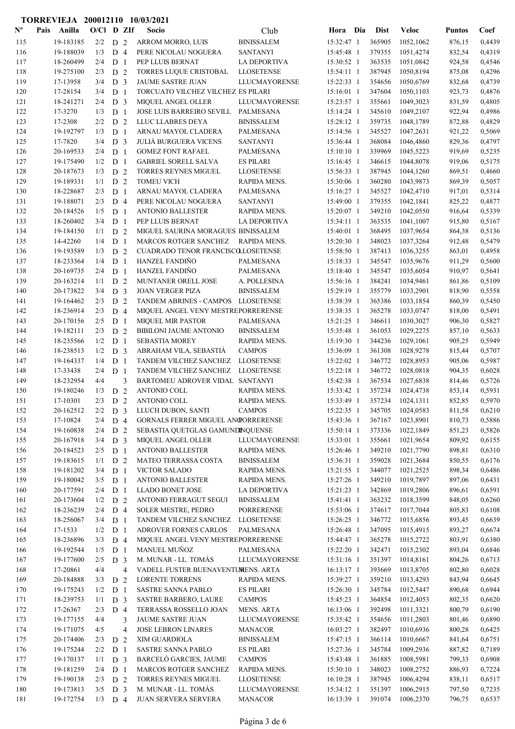**TORREVIEJA 200012110 10/03/2021**

| Nº | Pais | Anilla | O/Cl | D | ZIf | Socio | Club | Hora | Dia | Dist | Veloc | Puntos | Coef |
|---|---|---|---|---|---|---|---|---|---|---|---|---|---|
| 115 | | 19-183185 | 2/2 | D | 2 | ARROM MORRO, LUIS | BINISSALEM | 15:32:47 | 1 | 365905 | 1052,1062 | 876,15 | 0,4439 |
| 116 | | 19-188039 | 1/3 | D | 4 | PERE NICOLAU NOGUERA | SANTANYI | 15:45:48 | 1 | 379355 | 1051,4274 | 832,54 | 0,4319 |
| 117 | | 18-260499 | 2/4 | D | 1 | PEP LLUIS BERNAT | LA DEPORTIVA | 15:30:52 | 1 | 363535 | 1051,0842 | 924,58 | 0,4546 |
| 118 | | 19-275100 | 2/3 | D | 2 | TORRES LUQUE CRISTOBAL | LLOSETENSE | 15:54:11 | 1 | 387945 | 1050,8194 | 875,08 | 0,4296 |
| 119 | | 17-13958 | 3/4 | D | 3 | JAUME SASTRE JUAN | LLUCMAYORENSE | 15:22:33 | 1 | 354656 | 1050,6769 | 832,68 | 0,4739 |
| 120 | | 17-28154 | 3/4 | D | 1 | TORCUATO VILCHEZ VILCHEZ | ES PILARI | 15:16:01 | 1 | 347604 | 1050,1103 | 923,73 | 0,4876 |
| 121 | | 18-241271 | 2/4 | D | 3 | MIQUEL ANGEL OLLER | LLUCMAYORENSE | 15:23:57 | 1 | 355661 | 1049,3023 | 831,59 | 0,4805 |
| 122 | | 17-3270 | 1/3 | D | 1 | JOSE LUIS BARREIRO SEVILL | PALMESANA | 15:14:24 | 1 | 345610 | 1049,2107 | 922,94 | 0,4986 |
| 123 | | 17-2308 | 2/2 | D | 2 | LLUC LLABRES DEYA | BINISSALEM | 15:28:12 | 1 | 359735 | 1048,1789 | 872,88 | 0,4829 |
| 124 | | 19-192797 | 1/3 | D | 1 | ARNAU MAYOL CLADERA | PALMESANA | 15:14:56 | 1 | 345527 | 1047,2631 | 921,22 | 0,5069 |
| 125 | | 17-7820 | 3/4 | D | 3 | JULIÀ BURGUERA VICENS | SANTANYI | 15:36:44 | 1 | 368084 | 1046,4860 | 829,36 | 0,4797 |
| 126 | | 20-169533 | 2/4 | D | 1 | GOMEZ FONT RAFAEL | PALMESANA | 15:10:10 | 1 | 339969 | 1045,5223 | 919,69 | 0,5235 |
| 127 | | 19-175490 | 1/2 | D | 1 | GABRIEL SORELL SALVA | ES PILARI | 15:16:45 | 1 | 346615 | 1044,8078 | 919,06 | 0,5175 |
| 128 | | 20-187673 | 1/3 | D | 2 | TORRES REYNES MIGUEL | LLOSETENSE | 15:56:33 | 1 | 387945 | 1044,1260 | 869,51 | 0,4660 |
| 129 | | 19-189331 | 1/1 | D | 2 | TOMEU VICH | RAPIDA MENS. | 15:30:06 | 1 | 360280 | 1043,9873 | 869,39 | 0,5057 |
| 130 | | 18-228687 | 2/3 | D | 1 | ARNAU MAYOL CLADERA | PALMESANA | 15:16:27 | 1 | 345527 | 1042,4710 | 917,01 | 0,5314 |
| 131 | | 19-188071 | 2/3 | D | 4 | PERE NICOLAU NOGUERA | SANTANYI | 15:49:00 | 1 | 379355 | 1042,1841 | 825,22 | 0,4877 |
| 132 | | 20-184526 | 1/5 | D | 1 | ANTONIO BALLESTER | RAPIDA MENS. | 15:20:07 | 1 | 349210 | 1042,0550 | 916,64 | 0,5339 |
| 133 | | 18-260402 | 3/4 | D | 1 | PEP LLUIS BERNAT | LA DEPORTIVA | 15:34:11 | 1 | 363535 | 1041,1007 | 915,80 | 0,5167 |
| 134 | | 19-184150 | 1/1 | D | 2 | MIGUEL SAURINA MORAGUES | BINISSALEM | 15:40:01 | 1 | 368495 | 1037,9654 | 864,38 | 0,5136 |
| 135 | | 14-42260 | 1/4 | D | 1 | MARCOS ROTGER SANCHEZ | RAPIDA MENS. | 15:20:30 | 1 | 348023 | 1037,3264 | 912,48 | 0,5479 |
| 136 | | 19-193589 | 1/3 | D | 2 | CUADRADO TENOR FRANCISCO | LLOSETENSE | 15:58:50 | 1 | 387413 | 1036,3255 | 863,01 | 0,4958 |
| 137 | | 18-233364 | 1/4 | D | 1 | HANZEL FANDIÑO | PALMESANA | 15:18:33 | 1 | 345547 | 1035,9676 | 911,29 | 0,5600 |
| 138 | | 20-169735 | 2/4 | D | 1 | HANZEL FANDIÑO | PALMESANA | 15:18:40 | 1 | 345547 | 1035,6054 | 910,97 | 0,5641 |
| 139 | | 20-163214 | 1/1 | D | 2 | MUNTANER ORELL JOSE | A. POLLESINA | 15:56:16 | 1 | 384241 | 1034,9461 | 861,86 | 0,5109 |
| 140 | | 20-173822 | 3/4 | D | 3 | JOAN VERGER PIZA | BINISSALEM | 15:29:19 | 1 | 355779 | 1033,2901 | 818,90 | 0,5558 |
| 141 | | 19-164462 | 2/3 | D | 2 | TANDEM ABRINES - CAMPOS | LLOSETENSE | 15:38:39 | 1 | 365386 | 1033,1854 | 860,39 | 0,5450 |
| 142 | | 18-236914 | 2/3 | D | 4 | MIQUEL ANGEL VENY MESTRE | PORRERENSE | 15:38:35 | 1 | 365278 | 1033,0747 | 818,00 | 0,5491 |
| 143 | | 20-170156 | 2/5 | D | 1 | MIQUEL MIR PASTOR | PALMESANA | 15:21:25 | 1 | 346611 | 1030,3027 | 906,30 | 0,5827 |
| 144 | | 19-182111 | 2/3 | D | 2 | BIBILONI JAUME ANTONIO | BINISSALEM | 15:35:48 | 1 | 361053 | 1029,2275 | 857,10 | 0,5633 |
| 145 | | 18-235566 | 1/2 | D | 1 | SEBASTIA MOREY | RAPIDA MENS. | 15:19:30 | 1 | 344236 | 1029,1061 | 905,25 | 0,5949 |
| 146 | | 18-238513 | 1/2 | D | 3 | ABRAHAM VILA, SEBASTIÀ | CAMPOS | 15:36:09 | 1 | 361308 | 1028,9278 | 815,44 | 0,5707 |
| 147 | | 19-164337 | 1/4 | D | 1 | TANDEM VILCHEZ SANCHEZ | LLOSETENSE | 15:22:02 | 1 | 346772 | 1028,8953 | 905,06 | 0,5987 |
| 148 | | 17-33438 | 2/4 | D | 1 | TANDEM VILCHEZ SANCHEZ | LLOSETENSE | 15:22:18 | 1 | 346772 | 1028,0818 | 904,35 | 0,6028 |
| 149 | | 18-232954 | 4/4 | | 3 | BARTOMEU ADROVER VIDAL | SANTANYI | 15:42:38 | 1 | 367534 | 1027,6838 | 814,46 | 0,5726 |
| 150 | | 19-180246 | 1/3 | D | 2 | ANTONIO COLL | RAPIDA MENS. | 15:33:42 | 1 | 357234 | 1024,4738 | 853,14 | 0,5931 |
| 151 | | 17-10301 | 2/3 | D | 2 | ANTONIO COLL | RAPIDA MENS. | 15:33:49 | 1 | 357234 | 1024,1311 | 852,85 | 0,5970 |
| 152 | | 20-162512 | 2/2 | D | 3 | LLUCH DUBON, SANTI | CAMPOS | 15:22:35 | 1 | 345705 | 1024,0583 | 811,58 | 0,6210 |
| 153 | | 17-10824 | 2/4 | D | 4 | GORNALS FERRER MIGUEL ANG | PORRERENSE | 15:43:36 | 1 | 367167 | 1023,8901 | 810,73 | 0,5886 |
| 154 | | 19-160838 | 2/4 | D | 2 | SEBASTIA QUETGLAS GAMUNDI | INQUENSE | 15:50:14 | 1 | 373336 | 1022,1849 | 851,23 | 0,5826 |
| 155 | | 20-167918 | 3/4 | D | 3 | MIQUEL ANGEL OLLER | LLUCMAYORENSE | 15:33:01 | 1 | 355661 | 1021,9654 | 809,92 | 0,6155 |
| 156 | | 20-184523 | 2/5 | D | 1 | ANTONIO BALLESTER | RAPIDA MENS. | 15:26:46 | 1 | 349210 | 1021,7790 | 898,81 | 0,6310 |
| 157 | | 19-183615 | 1/1 | D | 2 | MATEO TERRASSA COSTA | BINISSALEM | 15:36:31 | 1 | 359028 | 1021,3684 | 850,55 | 0,6176 |
| 158 | | 19-181202 | 3/4 | D | 1 | VICTOR SALADO | RAPIDA MENS. | 15:21:55 | 1 | 344077 | 1021,2525 | 898,34 | 0,6486 |
| 159 | | 19-180042 | 3/5 | D | 1 | ANTONIO BALLESTER | RAPIDA MENS. | 15:27:26 | 1 | 349210 | 1019,7897 | 897,06 | 0,6431 |
| 160 | | 20-177591 | 2/4 | D | 1 | LLADO BONET JOSE | LA DEPORTIVA | 15:21:23 | 1 | 342869 | 1019,2806 | 896,61 | 0,6591 |
| 161 | | 20-173604 | 1/2 | D | 2 | ANTONIO FERRAGUT SEGUI | BINISSALEM | 15:41:41 | 1 | 363232 | 1018,3599 | 848,05 | 0,6260 |
| 162 | | 18-236239 | 2/4 | D | 4 | SOLER MESTRE, PEDRO | PORRERENSE | 15:53:06 | 1 | 374617 | 1017,7044 | 805,83 | 0,6108 |
| 163 | | 18-256067 | 3/4 | D | 1 | TANDEM VILCHEZ SANCHEZ | LLOSETENSE | 15:26:25 | 1 | 346772 | 1015,6856 | 893,45 | 0,6639 |
| 164 | | 17-1533 | 1/2 | D | 1 | ADROVER FORNES CARLOS | PALMESANA | 15:26:48 | 1 | 347095 | 1015,4915 | 893,27 | 0,6674 |
| 165 | | 18-236896 | 3/3 | D | 4 | MIQUEL ANGEL VENY MESTRE | PORRERENSE | 15:44:47 | 1 | 365278 | 1015,2722 | 803,91 | 0,6380 |
| 166 | | 19-192544 | 1/5 | D | 1 | MANUEL MUÑOZ | PALMESANA | 15:22:20 | 1 | 342471 | 1015,2302 | 893,04 | 0,6846 |
| 167 | | 19-177600 | 2/5 | D | 3 | M. MUNAR - LL. TOMÀS | LLUCMAYORENSE | 15:31:16 | 1 | 351397 | 1014,8161 | 804,26 | 0,6713 |
| 168 | | 17-20861 | 4/4 | | 4 | VADELL FUSTER BUENAVENTUR | MENS. ARTA | 16:13:17 | 1 | 393669 | 1013,8705 | 802,80 | 0,6028 |
| 169 | | 20-184888 | 3/3 | D | 2 | LORENTE TORRENS | RAPIDA MENS. | 15:39:27 | 1 | 359210 | 1013,4293 | 843,94 | 0,6645 |
| 170 | | 19-175243 | 1/2 | D | 1 | SASTRE SANNA PABLO | ES PILARI | 15:26:30 | 1 | 345784 | 1012,5447 | 890,68 | 0,6944 |
| 171 | | 18-239753 | 1/1 | D | 3 | SASTRE BARBERO, LAURE | CAMPOS | 15:45:23 | 1 | 364854 | 1012,4053 | 802,35 | 0,6620 |
| 172 | | 17-26367 | 2/3 | D | 4 | TERRASSA ROSSELLO JOAN | MENS. ARTA | 16:13:06 | 1 | 392498 | 1011,3321 | 800,79 | 0,6190 |
| 173 | | 19-177155 | 4/4 | | 3 | JAUME SASTRE JUAN | LLUCMAYORENSE | 15:35:42 | 1 | 354656 | 1011,2803 | 801,46 | 0,6890 |
| 174 | | 19-171075 | 4/5 | | 4 | JOSE LEBRON LINARES | MANACOR | 16:03:27 | 1 | 382497 | 1010,6936 | 800,28 | 0,6425 |
| 175 | | 20-174406 | 2/3 | D | 2 | XIM GUARDIOLA | BINISSALEM | 15:47:15 | 1 | 366114 | 1010,6667 | 841,64 | 0,6751 |
| 176 | | 19-175244 | 2/2 | D | 1 | SASTRE SANNA PABLO | ES PILARI | 15:27:36 | 1 | 345784 | 1009,2936 | 887,82 | 0,7189 |
| 177 | | 19-170137 | 1/1 | D | 3 | BARCELÓ GARCIES, JAUME | CAMPOS | 15:43:48 | 1 | 361885 | 1008,5981 | 799,33 | 0,6908 |
| 178 | | 19-181259 | 2/4 | D | 1 | MARCOS ROTGER SANCHEZ | RAPIDA MENS. | 15:30:10 | 1 | 348023 | 1008,2752 | 886,93 | 0,7224 |
| 179 | | 19-190138 | 2/3 | D | 2 | TORRES REYNES MIGUEL | LLOSETENSE | 16:10:28 | 1 | 387945 | 1006,4294 | 838,11 | 0,6517 |
| 180 | | 19-173813 | 3/5 | D | 3 | M. MUNAR - LL. TOMÀS | LLUCMAYORENSE | 15:34:12 | 1 | 351397 | 1006,2915 | 797,50 | 0,7235 |
| 181 | | 19-172754 | 1/3 | D | 4 | JUAN SERVERA SERVERA | MANACOR | 16:13:39 | 1 | 391074 | 1006,2370 | 796,75 | 0,6537 |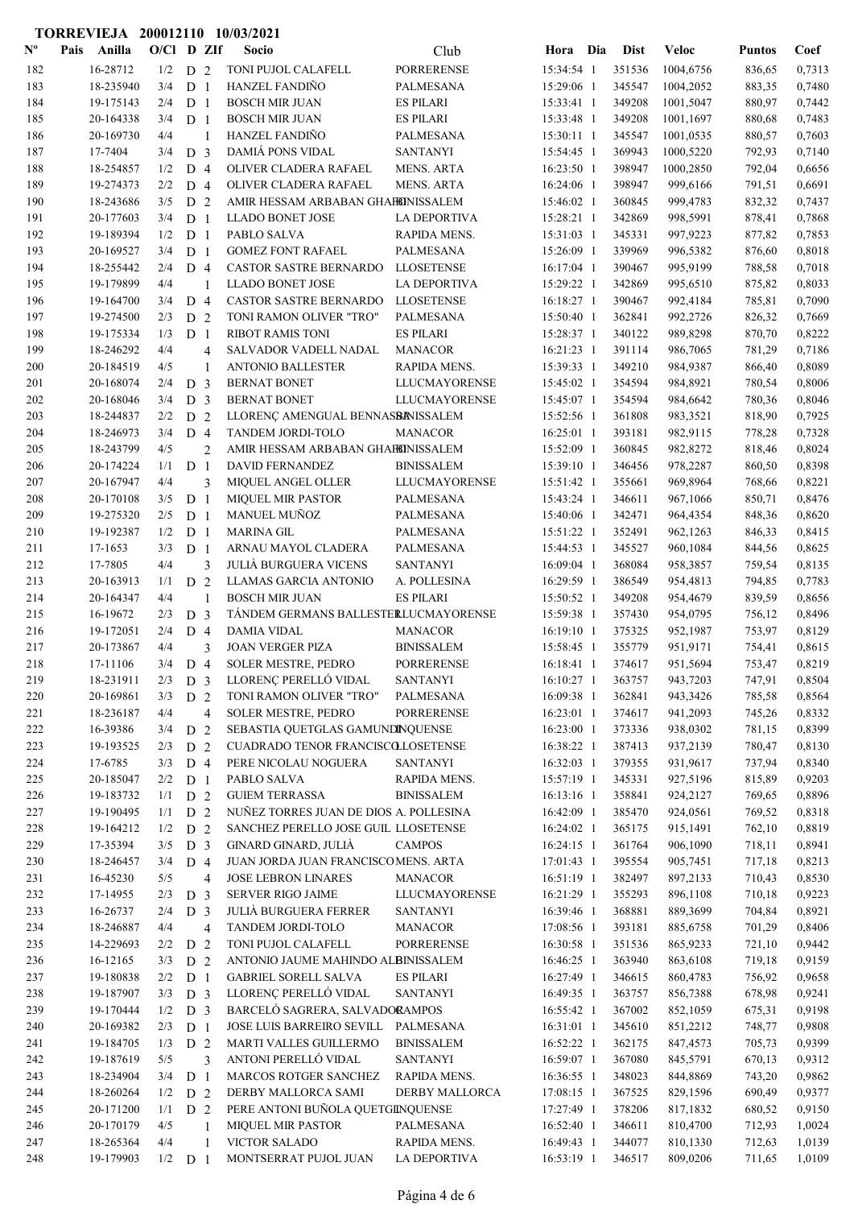**TORREVIEJA 200012110 10/03/2021**

| Nº | Pais | Anilla | O/Cl | D | ZIf | Socio | Club | Hora | Dia | Dist | Veloc | Puntos | Coef |
|---|---|---|---|---|---|---|---|---|---|---|---|---|---|
| 182 | | 16-28712 | 1/2 | D | 2 | TONI PUJOL CALAFELL | PORRERENSE | 15:34:54 | 1 | 351536 | 1004,6756 | 836,65 | 0,7313 |
| 183 | | 18-235940 | 3/4 | D | 1 | HANZEL FANDIÑO | PALMESANA | 15:29:06 | 1 | 345547 | 1004,2052 | 883,35 | 0,7480 |
| 184 | | 19-175143 | 2/4 | D | 1 | BOSCH MIR JUAN | ES PILARI | 15:33:41 | 1 | 349208 | 1001,5047 | 880,97 | 0,7442 |
| 185 | | 20-164338 | 3/4 | D | 1 | BOSCH MIR JUAN | ES PILARI | 15:33:48 | 1 | 349208 | 1001,1697 | 880,68 | 0,7483 |
| 186 | | 20-169730 | 4/4 | | 1 | HANZEL FANDIÑO | PALMESANA | 15:30:11 | 1 | 345547 | 1001,0535 | 880,57 | 0,7603 |
| 187 | | 17-7404 | 3/4 | D | 3 | DAMIÁ PONS VIDAL | SANTANYI | 15:54:45 | 1 | 369943 | 1000,5220 | 792,93 | 0,7140 |
| 188 | | 18-254857 | 1/2 | D | 4 | OLIVER CLADERA RAFAEL | MENS. ARTA | 16:23:50 | 1 | 398947 | 1000,2850 | 792,04 | 0,6656 |
| 189 | | 19-274373 | 2/2 | D | 4 | OLIVER CLADERA RAFAEL | MENS. ARTA | 16:24:06 | 1 | 398947 | 999,6166 | 791,51 | 0,6691 |
| 190 | | 18-243686 | 3/5 | D | 2 | AMIR HESSAM ARBABAN GHAFO | BINISSALEM | 15:46:02 | 1 | 360845 | 999,4783 | 832,32 | 0,7437 |
| 191 | | 20-177603 | 3/4 | D | 1 | LLADO BONET JOSE | LA DEPORTIVA | 15:28:21 | 1 | 342869 | 998,5991 | 878,41 | 0,7868 |
| 192 | | 19-189394 | 1/2 | D | 1 | PABLO SALVA | RAPIDA MENS. | 15:31:03 | 1 | 345331 | 997,9223 | 877,82 | 0,7853 |
| 193 | | 20-169527 | 3/4 | D | 1 | GOMEZ FONT RAFAEL | PALMESANA | 15:26:09 | 1 | 339969 | 996,5382 | 876,60 | 0,8018 |
| 194 | | 18-255442 | 2/4 | D | 4 | CASTOR SASTRE BERNARDO | LLOSETENSE | 16:17:04 | 1 | 390467 | 995,9199 | 788,58 | 0,7018 |
| 195 | | 19-179899 | 4/4 | | 1 | LLADO BONET JOSE | LA DEPORTIVA | 15:29:22 | 1 | 342869 | 995,6510 | 875,82 | 0,8033 |
| 196 | | 19-164700 | 3/4 | D | 4 | CASTOR SASTRE BERNARDO | LLOSETENSE | 16:18:27 | 1 | 390467 | 992,4184 | 785,81 | 0,7090 |
| 197 | | 19-274500 | 2/3 | D | 2 | TONI RAMON OLIVER "TRO" | PALMESANA | 15:50:40 | 1 | 362841 | 992,2726 | 826,32 | 0,7669 |
| 198 | | 19-175334 | 1/3 | D | 1 | RIBOT RAMIS TONI | ES PILARI | 15:28:37 | 1 | 340122 | 989,8298 | 870,70 | 0,8222 |
| 199 | | 18-246292 | 4/4 | | 4 | SALVADOR VADELL NADAL | MANACOR | 16:21:23 | 1 | 391114 | 986,7065 | 781,29 | 0,7186 |
| 200 | | 20-184519 | 4/5 | | 1 | ANTONIO BALLESTER | RAPIDA MENS. | 15:39:33 | 1 | 349210 | 984,9387 | 866,40 | 0,8089 |
| 201 | | 20-168074 | 2/4 | D | 3 | BERNAT BONET | LLUCMAYORENSE | 15:45:02 | 1 | 354594 | 984,8921 | 780,54 | 0,8006 |
| 202 | | 20-168046 | 3/4 | D | 3 | BERNAT BONET | LLUCMAYORENSE | 15:45:07 | 1 | 354594 | 984,6642 | 780,36 | 0,8046 |
| 203 | | 18-244837 | 2/2 | D | 2 | LLORENÇ AMENGUAL BENNASSA | BINISSALEM | 15:52:56 | 1 | 361808 | 983,3521 | 818,90 | 0,7925 |
| 204 | | 18-246973 | 3/4 | D | 4 | TANDEM JORDI-TOLO | MANACOR | 16:25:01 | 1 | 393181 | 982,9115 | 778,28 | 0,7328 |
| 205 | | 18-243799 | 4/5 | | 2 | AMIR HESSAM ARBABAN GHAFO | BINISSALEM | 15:52:09 | 1 | 360845 | 982,8272 | 818,46 | 0,8024 |
| 206 | | 20-174224 | 1/1 | D | 1 | DAVID FERNANDEZ | BINISSALEM | 15:39:10 | 1 | 346456 | 978,2287 | 860,50 | 0,8398 |
| 207 | | 20-167947 | 4/4 | | 3 | MIQUEL ANGEL OLLER | LLUCMAYORENSE | 15:51:42 | 1 | 355661 | 969,8964 | 768,66 | 0,8221 |
| 208 | | 20-170108 | 3/5 | D | 1 | MIQUEL MIR PASTOR | PALMESANA | 15:43:24 | 1 | 346611 | 967,1066 | 850,71 | 0,8476 |
| 209 | | 19-275320 | 2/5 | D | 1 | MANUEL MUÑOZ | PALMESANA | 15:40:06 | 1 | 342471 | 964,4354 | 848,36 | 0,8620 |
| 210 | | 19-192387 | 1/2 | D | 1 | MARINA GIL | PALMESANA | 15:51:22 | 1 | 352491 | 962,1263 | 846,33 | 0,8415 |
| 211 | | 17-1653 | 3/3 | D | 1 | ARNAU MAYOL CLADERA | PALMESANA | 15:44:53 | 1 | 345527 | 960,1084 | 844,56 | 0,8625 |
| 212 | | 17-7805 | 4/4 | | 3 | JULIÀ BURGUERA VICENS | SANTANYI | 16:09:04 | 1 | 368084 | 958,3857 | 759,54 | 0,8135 |
| 213 | | 20-163913 | 1/1 | D | 2 | LLAMAS GARCIA ANTONIO | A. POLLESINA | 16:29:59 | 1 | 386549 | 954,4813 | 794,85 | 0,7783 |
| 214 | | 20-164347 | 4/4 | | 1 | BOSCH MIR JUAN | ES PILARI | 15:50:52 | 1 | 349208 | 954,4679 | 839,59 | 0,8656 |
| 215 | | 16-19672 | 2/3 | D | 3 | TÁNDEM GERMANS BALLESTER | LLUCMAYORENSE | 15:59:38 | 1 | 357430 | 954,0795 | 756,12 | 0,8496 |
| 216 | | 19-172051 | 2/4 | D | 4 | DAMIA VIDAL | MANACOR | 16:19:10 | 1 | 375325 | 952,1987 | 753,97 | 0,8129 |
| 217 | | 20-173867 | 4/4 | | 3 | JOAN VERGER PIZA | BINISSALEM | 15:58:45 | 1 | 355779 | 951,9171 | 754,41 | 0,8615 |
| 218 | | 17-11106 | 3/4 | D | 4 | SOLER MESTRE, PEDRO | PORRERENSE | 16:18:41 | 1 | 374617 | 951,5694 | 753,47 | 0,8219 |
| 219 | | 18-231911 | 2/3 | D | 3 | LLORENÇ PERELLÓ VIDAL | SANTANYI | 16:10:27 | 1 | 363757 | 943,7203 | 747,91 | 0,8504 |
| 220 | | 20-169861 | 3/3 | D | 2 | TONI RAMON OLIVER "TRO" | PALMESANA | 16:09:38 | 1 | 362841 | 943,3426 | 785,58 | 0,8564 |
| 221 | | 18-236187 | 4/4 | | 4 | SOLER MESTRE, PEDRO | PORRERENSE | 16:23:01 | 1 | 374617 | 941,2093 | 745,26 | 0,8332 |
| 222 | | 16-39386 | 3/4 | D | 2 | SEBASTIA QUETGLAS GAMUNDI | INQUENSE | 16:23:00 | 1 | 373336 | 938,0302 | 781,15 | 0,8399 |
| 223 | | 19-193525 | 2/3 | D | 2 | CUADRADO TENOR FRANCISCO | LLOSETENSE | 16:38:22 | 1 | 387413 | 937,2139 | 780,47 | 0,8130 |
| 224 | | 17-6785 | 3/3 | D | 4 | PERE NICOLAU NOGUERA | SANTANYI | 16:32:03 | 1 | 379355 | 931,9617 | 737,94 | 0,8340 |
| 225 | | 20-185047 | 2/2 | D | 1 | PABLO SALVA | RAPIDA MENS. | 15:57:19 | 1 | 345331 | 927,5196 | 815,89 | 0,9203 |
| 226 | | 19-183732 | 1/1 | D | 2 | GUIEM TERRASSA | BINISSALEM | 16:13:16 | 1 | 358841 | 924,2127 | 769,65 | 0,8896 |
| 227 | | 19-190495 | 1/1 | D | 2 | NUÑEZ TORRES JUAN DE DIOS | A. POLLESINA | 16:42:09 | 1 | 385470 | 924,0561 | 769,52 | 0,8318 |
| 228 | | 19-164212 | 1/2 | D | 2 | SANCHEZ PERELLO JOSE GUIL | LLOSETENSE | 16:24:02 | 1 | 365175 | 915,1491 | 762,10 | 0,8819 |
| 229 | | 17-35394 | 3/5 | D | 3 | GINARD GINARD, JULIÀ | CAMPOS | 16:24:15 | 1 | 361764 | 906,1090 | 718,11 | 0,8941 |
| 230 | | 18-246457 | 3/4 | D | 4 | JUAN JORDA JUAN FRANCISCO | MENS. ARTA | 17:01:43 | 1 | 395554 | 905,7451 | 717,18 | 0,8213 |
| 231 | | 16-45230 | 5/5 | | 4 | JOSE LEBRON LINARES | MANACOR | 16:51:19 | 1 | 382497 | 897,2133 | 710,43 | 0,8530 |
| 232 | | 17-14955 | 2/3 | D | 3 | SERVER RIGO JAIME | LLUCMAYORENSE | 16:21:29 | 1 | 355293 | 896,1108 | 710,18 | 0,9223 |
| 233 | | 16-26737 | 2/4 | D | 3 | JULIÀ BURGUERA FERRER | SANTANYI | 16:39:46 | 1 | 368881 | 889,3699 | 704,84 | 0,8921 |
| 234 | | 18-246887 | 4/4 | | 4 | TANDEM JORDI-TOLO | MANACOR | 17:08:56 | 1 | 393181 | 885,6758 | 701,29 | 0,8406 |
| 235 | | 14-229693 | 2/2 | D | 2 | TONI PUJOL CALAFELL | PORRERENSE | 16:30:58 | 1 | 351536 | 865,9233 | 721,10 | 0,9442 |
| 236 | | 16-12165 | 3/3 | D | 2 | ANTONIO JAUME MAHINDO AL | BINISSALEM | 16:46:25 | 1 | 363940 | 863,6108 | 719,18 | 0,9159 |
| 237 | | 19-180838 | 2/2 | D | 1 | GABRIEL SORELL SALVA | ES PILARI | 16:27:49 | 1 | 346615 | 860,4783 | 756,92 | 0,9658 |
| 238 | | 19-187907 | 3/3 | D | 3 | LLORENÇ PERELLÓ VIDAL | SANTANYI | 16:49:35 | 1 | 363757 | 856,7388 | 678,98 | 0,9241 |
| 239 | | 19-170444 | 1/2 | D | 3 | BARCELÓ SAGRERA, SALVADOR | CAMPOS | 16:55:42 | 1 | 367002 | 852,1059 | 675,31 | 0,9198 |
| 240 | | 20-169382 | 2/3 | D | 1 | JOSE LUIS BARREIRO SEVILL | PALMESANA | 16:31:01 | 1 | 345610 | 851,2212 | 748,77 | 0,9808 |
| 241 | | 19-184705 | 1/3 | D | 2 | MARTI VALLES GUILLERMO | BINISSALEM | 16:52:22 | 1 | 362175 | 847,4573 | 705,73 | 0,9399 |
| 242 | | 19-187619 | 5/5 | | 3 | ANTONI PERELLÓ VIDAL | SANTANYI | 16:59:07 | 1 | 367080 | 845,5791 | 670,13 | 0,9312 |
| 243 | | 18-234904 | 3/4 | D | 1 | MARCOS ROTGER SANCHEZ | RAPIDA MENS. | 16:36:55 | 1 | 348023 | 844,8869 | 743,20 | 0,9862 |
| 244 | | 18-260264 | 1/2 | D | 2 | DERBY MALLORCA SAMI | DERBY MALLORCA | 17:08:15 | 1 | 367525 | 829,1596 | 690,49 | 0,9377 |
| 245 | | 20-171200 | 1/1 | D | 2 | PERE ANTONI BUÑOLA QUETGL | INQUENSE | 17:27:49 | 1 | 378206 | 817,1832 | 680,52 | 0,9150 |
| 246 | | 20-170179 | 4/5 | | 1 | MIQUEL MIR PASTOR | PALMESANA | 16:52:40 | 1 | 346611 | 810,4700 | 712,93 | 1,0024 |
| 247 | | 18-265364 | 4/4 | | 1 | VICTOR SALADO | RAPIDA MENS. | 16:49:43 | 1 | 344077 | 810,1330 | 712,63 | 1,0139 |
| 248 | | 19-179903 | 1/2 | D | 1 | MONTSERRAT PUJOL JUAN | LA DEPORTIVA | 16:53:19 | 1 | 346517 | 809,0206 | 711,65 | 1,0109 |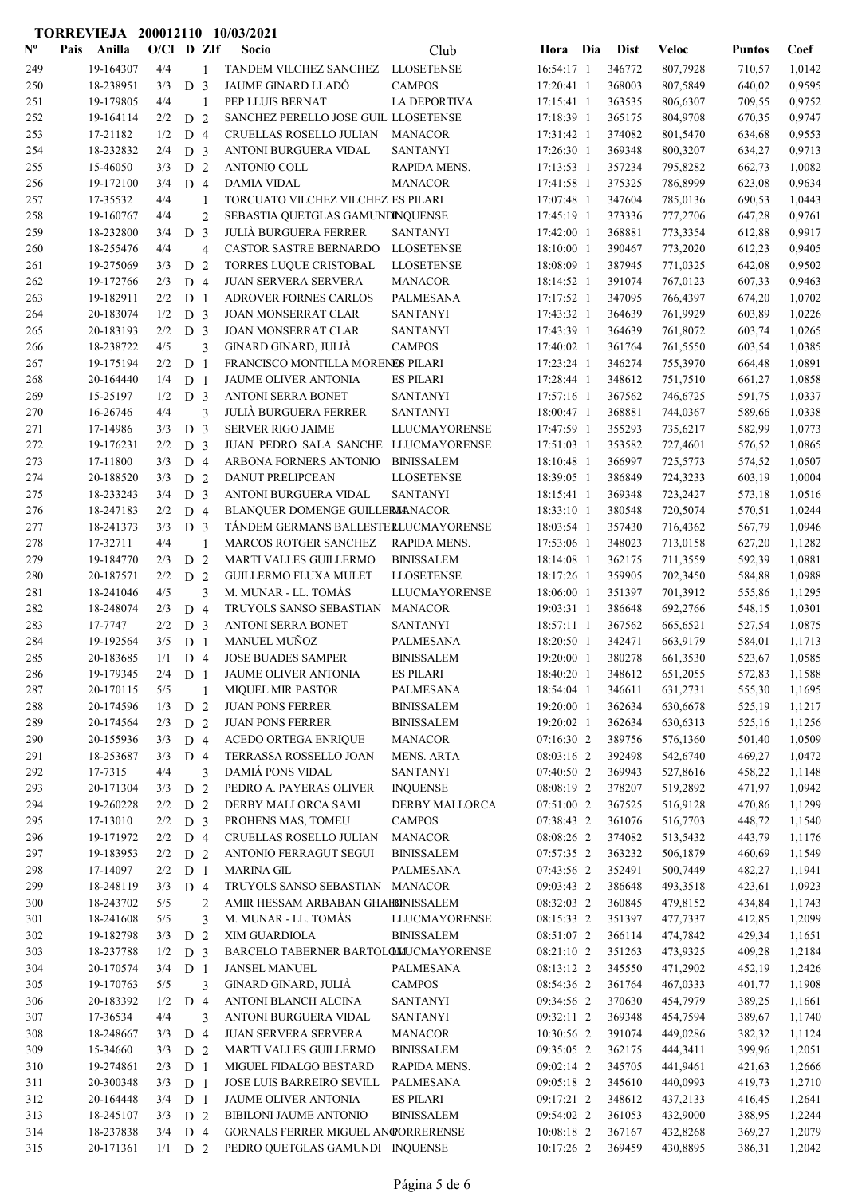**TORREVIEJA 200012110 10/03/2021**

| Nº | Pais | Anilla | O/Cl | D | ZIf | Socio | Club | Hora | Dia | Dist | Veloc | Puntos | Coef |
|---|---|---|---|---|---|---|---|---|---|---|---|---|---|
| 249 | | 19-164307 | 4/4 | | 1 | TANDEM VILCHEZ SANCHEZ | LLOSETENSE | 16:54:17 | 1 | 346772 | 807,7928 | 710,57 | 1,0142 |
| 250 | | 18-238951 | 3/3 | D | 3 | JAUME GINARD LLADÓ | CAMPOS | 17:20:41 | 1 | 368003 | 807,5849 | 640,02 | 0,9595 |
| 251 | | 19-179805 | 4/4 | | 1 | PEP LLUIS BERNAT | LA DEPORTIVA | 17:15:41 | 1 | 363535 | 806,6307 | 709,55 | 0,9752 |
| 252 | | 19-164114 | 2/2 | D | 2 | SANCHEZ PERELLO JOSE GUIL | LLOSETENSE | 17:18:39 | 1 | 365175 | 804,9708 | 670,35 | 0,9747 |
| 253 | | 17-21182 | 1/2 | D | 4 | CRUELLAS ROSELLO JULIAN | MANACOR | 17:31:42 | 1 | 374082 | 801,5470 | 634,68 | 0,9553 |
| 254 | | 18-232832 | 2/4 | D | 3 | ANTONI BURGUERA VIDAL | SANTANYI | 17:26:30 | 1 | 369348 | 800,3207 | 634,27 | 0,9713 |
| 255 | | 15-46050 | 3/3 | D | 2 | ANTONIO COLL | RAPIDA MENS. | 17:13:53 | 1 | 357234 | 795,8282 | 662,73 | 1,0082 |
| 256 | | 19-172100 | 3/4 | D | 4 | DAMIA VIDAL | MANACOR | 17:41:58 | 1 | 375325 | 786,8999 | 623,08 | 0,9634 |
| 257 | | 17-35532 | 4/4 | | 1 | TORCUATO VILCHEZ VILCHEZ | ES PILARI | 17:07:48 | 1 | 347604 | 785,0136 | 690,53 | 1,0443 |
| 258 | | 19-160767 | 4/4 | | 2 | SEBASTIA QUETGLAS GAMUNDI | INQUENSE | 17:45:19 | 1 | 373336 | 777,2706 | 647,28 | 0,9761 |
| 259 | | 18-232800 | 3/4 | D | 3 | JULIÀ BURGUERA FERRER | SANTANYI | 17:42:00 | 1 | 368881 | 773,3354 | 612,88 | 0,9917 |
| 260 | | 18-255476 | 4/4 | | 4 | CASTOR SASTRE BERNARDO | LLOSETENSE | 18:10:00 | 1 | 390467 | 773,2020 | 612,23 | 0,9405 |
| 261 | | 19-275069 | 3/3 | D | 2 | TORRES LUQUE CRISTOBAL | LLOSETENSE | 18:08:09 | 1 | 387945 | 771,0325 | 642,08 | 0,9502 |
| 262 | | 19-172766 | 2/3 | D | 4 | JUAN SERVERA SERVERA | MANACOR | 18:14:52 | 1 | 391074 | 767,0123 | 607,33 | 0,9463 |
| 263 | | 19-182911 | 2/2 | D | 1 | ADROVER FORNES CARLOS | PALMESANA | 17:17:52 | 1 | 347095 | 766,4397 | 674,20 | 1,0702 |
| 264 | | 20-183074 | 1/2 | D | 3 | JOAN MONSERRAT CLAR | SANTANYI | 17:43:32 | 1 | 364639 | 761,9929 | 603,89 | 1,0226 |
| 265 | | 20-183193 | 2/2 | D | 3 | JOAN MONSERRAT CLAR | SANTANYI | 17:43:39 | 1 | 364639 | 761,8072 | 603,74 | 1,0265 |
| 266 | | 18-238722 | 4/5 | | 3 | GINARD GINARD, JULIÀ | CAMPOS | 17:40:02 | 1 | 361764 | 761,5550 | 603,54 | 1,0385 |
| 267 | | 19-175194 | 2/2 | D | 1 | FRANCISCO MONTILLA MORENO | ES PILARI | 17:23:24 | 1 | 346274 | 755,3970 | 664,48 | 1,0891 |
| 268 | | 20-164440 | 1/4 | D | 1 | JAUME OLIVER ANTONIA | ES PILARI | 17:28:44 | 1 | 348612 | 751,7510 | 661,27 | 1,0858 |
| 269 | | 15-25197 | 1/2 | D | 3 | ANTONI SERRA BONET | SANTANYI | 17:57:16 | 1 | 367562 | 746,6725 | 591,75 | 1,0337 |
| 270 | | 16-26746 | 4/4 | | 3 | JULIÀ BURGUERA FERRER | SANTANYI | 18:00:47 | 1 | 368881 | 744,0367 | 589,66 | 1,0338 |
| 271 | | 17-14986 | 3/3 | D | 3 | SERVER RIGO JAIME | LLUCMAYORENSE | 17:47:59 | 1 | 355293 | 735,6217 | 582,99 | 1,0773 |
| 272 | | 19-176231 | 2/2 | D | 3 | JUAN PEDRO SALA SANCHE | LLUCMAYORENSE | 17:51:03 | 1 | 353582 | 727,4601 | 576,52 | 1,0865 |
| 273 | | 17-11800 | 3/3 | D | 4 | ARBONA FORNERS ANTONIO | BINISSALEM | 18:10:48 | 1 | 366997 | 725,5773 | 574,52 | 1,0507 |
| 274 | | 20-188520 | 3/3 | D | 2 | DANUT PRELIPCEAN | LLOSETENSE | 18:39:05 | 1 | 386849 | 724,3233 | 603,19 | 1,0004 |
| 275 | | 18-233243 | 3/4 | D | 3 | ANTONI BURGUERA VIDAL | SANTANYI | 18:15:41 | 1 | 369348 | 723,2427 | 573,18 | 1,0516 |
| 276 | | 18-247183 | 2/2 | D | 4 | BLANQUER DOMENGE GUILLERMO | MANACOR | 18:33:10 | 1 | 380548 | 720,5074 | 570,51 | 1,0244 |
| 277 | | 18-241373 | 3/3 | D | 3 | TÁNDEM GERMANS BALLESTER | LLUCMAYORENSE | 18:03:54 | 1 | 357430 | 716,4362 | 567,79 | 1,0946 |
| 278 | | 17-32711 | 4/4 | | 1 | MARCOS ROTGER SANCHEZ | RAPIDA MENS. | 17:53:06 | 1 | 348023 | 713,0158 | 627,20 | 1,1282 |
| 279 | | 19-184770 | 2/3 | D | 2 | MARTI VALLES GUILLERMO | BINISSALEM | 18:14:08 | 1 | 362175 | 711,3559 | 592,39 | 1,0881 |
| 280 | | 20-187571 | 2/2 | D | 2 | GUILLERMO FLUXA MULET | LLOSETENSE | 18:17:26 | 1 | 359905 | 702,3450 | 584,88 | 1,0988 |
| 281 | | 18-241046 | 4/5 | | 3 | M. MUNAR - LL. TOMÀS | LLUCMAYORENSE | 18:06:00 | 1 | 351397 | 701,3912 | 555,86 | 1,1295 |
| 282 | | 18-248074 | 2/3 | D | 4 | TRUYOLS SANSO SEBASTIAN | MANACOR | 19:03:31 | 1 | 386648 | 692,2766 | 548,15 | 1,0301 |
| 283 | | 17-7747 | 2/2 | D | 3 | ANTONI SERRA BONET | SANTANYI | 18:57:11 | 1 | 367562 | 665,6521 | 527,54 | 1,0875 |
| 284 | | 19-192564 | 3/5 | D | 1 | MANUEL MUÑOZ | PALMESANA | 18:20:50 | 1 | 342471 | 663,9179 | 584,01 | 1,1713 |
| 285 | | 20-183685 | 1/1 | D | 4 | JOSE BUADES SAMPER | BINISSALEM | 19:20:00 | 1 | 380278 | 661,3530 | 523,67 | 1,0585 |
| 286 | | 19-179345 | 2/4 | D | 1 | JAUME OLIVER ANTONIA | ES PILARI | 18:40:20 | 1 | 348612 | 651,2055 | 572,83 | 1,1588 |
| 287 | | 20-170115 | 5/5 | | 1 | MIQUEL MIR PASTOR | PALMESANA | 18:54:04 | 1 | 346611 | 631,2731 | 555,30 | 1,1695 |
| 288 | | 20-174596 | 1/3 | D | 2 | JUAN PONS FERRER | BINISSALEM | 19:20:00 | 1 | 362634 | 630,6678 | 525,19 | 1,1217 |
| 289 | | 20-174564 | 2/3 | D | 2 | JUAN PONS FERRER | BINISSALEM | 19:20:02 | 1 | 362634 | 630,6313 | 525,16 | 1,1256 |
| 290 | | 20-155936 | 3/3 | D | 4 | ACEDO ORTEGA ENRIQUE | MANACOR | 07:16:30 | 2 | 389756 | 576,1360 | 501,40 | 1,0509 |
| 291 | | 18-253687 | 3/3 | D | 4 | TERRASSA ROSSELLO JOAN | MENS. ARTA | 08:03:16 | 2 | 392498 | 542,6740 | 469,27 | 1,0472 |
| 292 | | 17-7315 | 4/4 | | 3 | DAMIÁ PONS VIDAL | SANTANYI | 07:40:50 | 2 | 369943 | 527,8616 | 458,22 | 1,1148 |
| 293 | | 20-171304 | 3/3 | D | 2 | PEDRO A. PAYERAS OLIVER | INQUENSE | 08:08:19 | 2 | 378207 | 519,2892 | 471,97 | 1,0942 |
| 294 | | 19-260228 | 2/2 | D | 2 | DERBY MALLORCA SAMI | DERBY MALLORCA | 07:51:00 | 2 | 367525 | 516,9128 | 470,86 | 1,1299 |
| 295 | | 17-13010 | 2/2 | D | 3 | PROHENS MAS, TOMEU | CAMPOS | 07:38:43 | 2 | 361076 | 516,7703 | 448,72 | 1,1540 |
| 296 | | 19-171972 | 2/2 | D | 4 | CRUELLAS ROSELLO JULIAN | MANACOR | 08:08:26 | 2 | 374082 | 513,5432 | 443,79 | 1,1176 |
| 297 | | 19-183953 | 2/2 | D | 2 | ANTONIO FERRAGUT SEGUI | BINISSALEM | 07:57:35 | 2 | 363232 | 506,1879 | 460,69 | 1,1549 |
| 298 | | 17-14097 | 2/2 | D | 1 | MARINA GIL | PALMESANA | 07:43:56 | 2 | 352491 | 500,7449 | 482,27 | 1,1941 |
| 299 | | 18-248119 | 3/3 | D | 4 | TRUYOLS SANSO SEBASTIAN | MANACOR | 09:03:43 | 2 | 386648 | 493,3518 | 423,61 | 1,0923 |
| 300 | | 18-243702 | 5/5 | | 2 | AMIR HESSAM ARBABAN GHAFFARI | BINISSALEM | 08:32:03 | 2 | 360845 | 479,8152 | 434,84 | 1,1743 |
| 301 | | 18-241608 | 5/5 | | 3 | M. MUNAR - LL. TOMÀS | LLUCMAYORENSE | 08:15:33 | 2 | 351397 | 477,7337 | 412,85 | 1,2099 |
| 302 | | 19-182798 | 3/3 | D | 2 | XIM GUARDIOLA | BINISSALEM | 08:51:07 | 2 | 366114 | 474,7842 | 429,34 | 1,1651 |
| 303 | | 18-237788 | 1/2 | D | 3 | BARCELO TABERNER BARTOLOMÉ | LLUCMAYORENSE | 08:21:10 | 2 | 351263 | 473,9325 | 409,28 | 1,2184 |
| 304 | | 20-170574 | 3/4 | D | 1 | JANSEL MANUEL | PALMESANA | 08:13:12 | 2 | 345550 | 471,2902 | 452,19 | 1,2426 |
| 305 | | 19-170763 | 5/5 | | 3 | GINARD GINARD, JULIÀ | CAMPOS | 08:54:36 | 2 | 361764 | 467,0333 | 401,77 | 1,1908 |
| 306 | | 20-183392 | 1/2 | D | 4 | ANTONI BLANCH ALCINA | SANTANYI | 09:34:56 | 2 | 370630 | 454,7979 | 389,25 | 1,1661 |
| 307 | | 17-36534 | 4/4 | | 3 | ANTONI BURGUERA VIDAL | SANTANYI | 09:32:11 | 2 | 369348 | 454,7594 | 389,67 | 1,1740 |
| 308 | | 18-248667 | 3/3 | D | 4 | JUAN SERVERA SERVERA | MANACOR | 10:30:56 | 2 | 391074 | 449,0286 | 382,32 | 1,1124 |
| 309 | | 15-34660 | 3/3 | D | 2 | MARTI VALLES GUILLERMO | BINISSALEM | 09:35:05 | 2 | 362175 | 444,3411 | 399,96 | 1,2051 |
| 310 | | 19-274861 | 2/3 | D | 1 | MIGUEL FIDALGO BESTARD | RAPIDA MENS. | 09:02:14 | 2 | 345705 | 441,9461 | 421,63 | 1,2666 |
| 311 | | 20-300348 | 3/3 | D | 1 | JOSE LUIS BARREIRO SEVILL | PALMESANA | 09:05:18 | 2 | 345610 | 440,0993 | 419,73 | 1,2710 |
| 312 | | 20-164448 | 3/4 | D | 1 | JAUME OLIVER ANTONIA | ES PILARI | 09:17:21 | 2 | 348612 | 437,2133 | 416,45 | 1,2641 |
| 313 | | 18-245107 | 3/3 | D | 2 | BIBILONI JAUME ANTONIO | BINISSALEM | 09:54:02 | 2 | 361053 | 432,9000 | 388,95 | 1,2244 |
| 314 | | 18-237838 | 3/4 | D | 4 | GORNALS FERRER MIGUEL ANGEL | PORRERENSE | 10:08:18 | 2 | 367167 | 432,8268 | 369,27 | 1,2079 |
| 315 | | 20-171361 | 1/1 | D | 2 | PEDRO QUETGLAS GAMUNDI | INQUENSE | 10:17:26 | 2 | 369459 | 430,8895 | 386,31 | 1,2042 |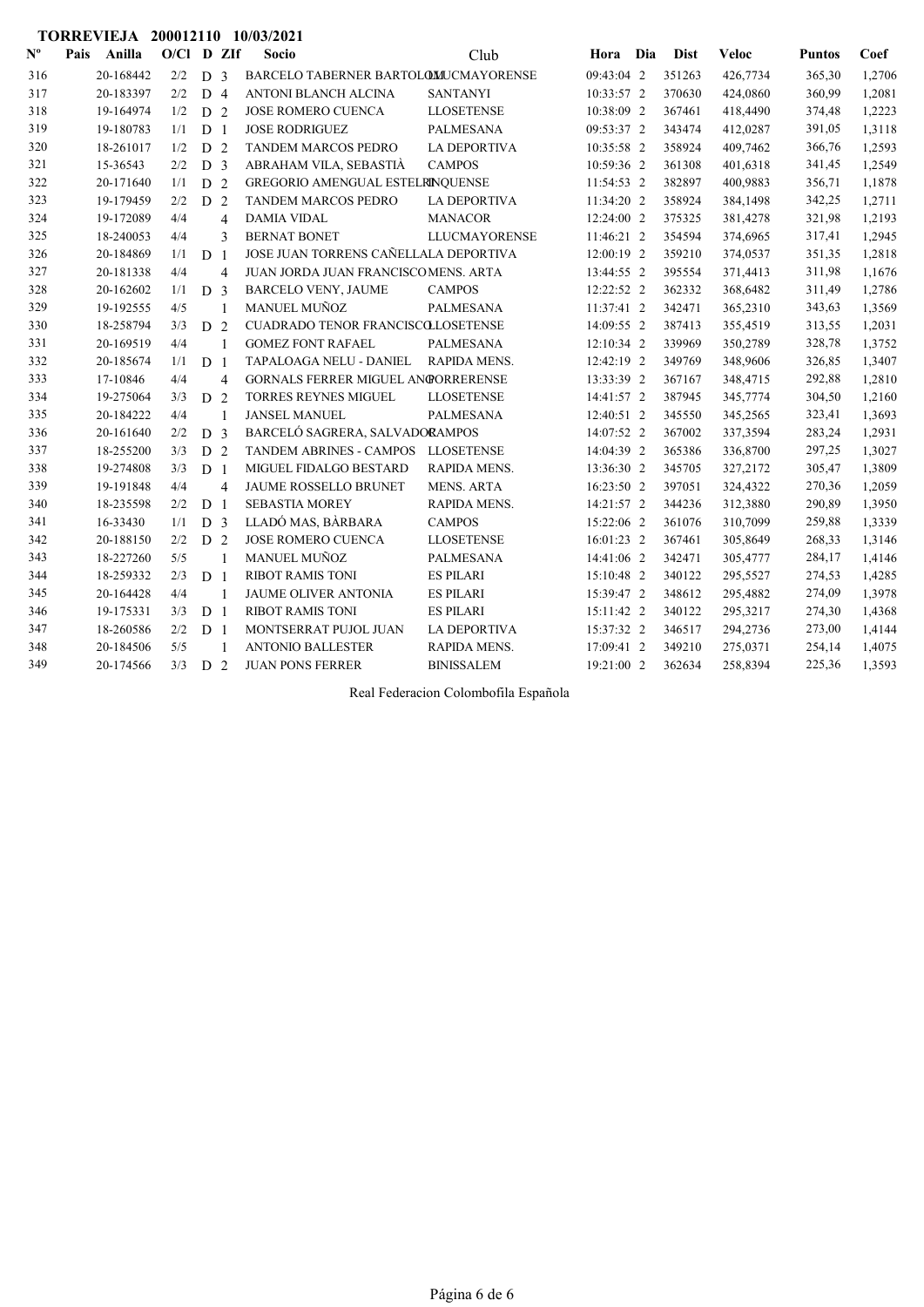**TORREVIEJA 200012110 10/03/2021**

| Nº | Pais | Anilla | O/Cl | D | ZIf | Socio | Club | Hora | Dia | Dist | Veloc | Puntos | Coef |
|---|---|---|---|---|---|---|---|---|---|---|---|---|---|
| 316 | | 20-168442 | 2/2 | D | 3 | BARCELO TABERNER BARTOLOMLLUCMAYORENSE | | 09:43:04 | 2 | 351263 | 426,7734 | 365,30 | 1,2706 |
| 317 | | 20-183397 | 2/2 | D | 4 | ANTONI BLANCH ALCINA | SANTANYI | 10:33:57 | 2 | 370630 | 424,0860 | 360,99 | 1,2081 |
| 318 | | 19-164974 | 1/2 | D | 2 | JOSE ROMERO CUENCA | LLOSETENSE | 10:38:09 | 2 | 367461 | 418,4490 | 374,48 | 1,2223 |
| 319 | | 19-180783 | 1/1 | D | 1 | JOSE RODRIGUEZ | PALMESANA | 09:53:37 | 2 | 343474 | 412,0287 | 391,05 | 1,3118 |
| 320 | | 18-261017 | 1/2 | D | 2 | TANDEM MARCOS PEDRO | LA DEPORTIVA | 10:35:58 | 2 | 358924 | 409,7462 | 366,76 | 1,2593 |
| 321 | | 15-36543 | 2/2 | D | 3 | ABRAHAM VILA, SEBASTIÀ | CAMPOS | 10:59:36 | 2 | 361308 | 401,6318 | 341,45 | 1,2549 |
| 322 | | 20-171640 | 1/1 | D | 2 | GREGORIO AMENGUAL ESTELRINQUENSE | | 11:54:53 | 2 | 382897 | 400,9883 | 356,71 | 1,1878 |
| 323 | | 19-179459 | 2/2 | D | 2 | TANDEM MARCOS PEDRO | LA DEPORTIVA | 11:34:20 | 2 | 358924 | 384,1498 | 342,25 | 1,2711 |
| 324 | | 19-172089 | 4/4 | | 4 | DAMIA VIDAL | MANACOR | 12:24:00 | 2 | 375325 | 381,4278 | 321,98 | 1,2193 |
| 325 | | 18-240053 | 4/4 | | 3 | BERNAT BONET | LLUCMAYORENSE | 11:46:21 | 2 | 354594 | 374,6965 | 317,41 | 1,2945 |
| 326 | | 20-184869 | 1/1 | D | 1 | JOSE JUAN TORRENS CAÑELLALA DEPORTIVA | | 12:00:19 | 2 | 359210 | 374,0537 | 351,35 | 1,2818 |
| 327 | | 20-181338 | 4/4 | | 4 | JUAN JORDA JUAN FRANCISCO MENS. ARTA | | 13:44:55 | 2 | 395554 | 371,4413 | 311,98 | 1,1676 |
| 328 | | 20-162602 | 1/1 | D | 3 | BARCELO VENY, JAUME | CAMPOS | 12:22:52 | 2 | 362332 | 368,6482 | 311,49 | 1,2786 |
| 329 | | 19-192555 | 4/5 | | 1 | MANUEL MUÑOZ | PALMESANA | 11:37:41 | 2 | 342471 | 365,2310 | 343,63 | 1,3569 |
| 330 | | 18-258794 | 3/3 | D | 2 | CUADRADO TENOR FRANCISCOLLOSETENSE | | 14:09:55 | 2 | 387413 | 355,4519 | 313,55 | 1,2031 |
| 331 | | 20-169519 | 4/4 | | 1 | GOMEZ FONT RAFAEL | PALMESANA | 12:10:34 | 2 | 339969 | 350,2789 | 328,78 | 1,3752 |
| 332 | | 20-185674 | 1/1 | D | 1 | TAPALOAGA NELU - DANIEL | RAPIDA MENS. | 12:42:19 | 2 | 349769 | 348,9606 | 326,85 | 1,3407 |
| 333 | | 17-10846 | 4/4 | | 4 | GORNALS FERRER MIGUEL ANGORRERENSE | | 13:33:39 | 2 | 367167 | 348,4715 | 292,88 | 1,2810 |
| 334 | | 19-275064 | 3/3 | D | 2 | TORRES REYNES MIGUEL | LLOSETENSE | 14:41:57 | 2 | 387945 | 345,7774 | 304,50 | 1,2160 |
| 335 | | 20-184222 | 4/4 | | 1 | JANSEL MANUEL | PALMESANA | 12:40:51 | 2 | 345550 | 345,2565 | 323,41 | 1,3693 |
| 336 | | 20-161640 | 2/2 | D | 3 | BARCELÓ SAGRERA, SALVADOCAMPOS | | 14:07:52 | 2 | 367002 | 337,3594 | 283,24 | 1,2931 |
| 337 | | 18-255200 | 3/3 | D | 2 | TANDEM ABRINES - CAMPOS | LLOSETENSE | 14:04:39 | 2 | 365386 | 336,8700 | 297,25 | 1,3027 |
| 338 | | 19-274808 | 3/3 | D | 1 | MIGUEL FIDALGO BESTARD | RAPIDA MENS. | 13:36:30 | 2 | 345705 | 327,2172 | 305,47 | 1,3809 |
| 339 | | 19-191848 | 4/4 | | 4 | JAUME ROSSELLO BRUNET | MENS. ARTA | 16:23:50 | 2 | 397051 | 324,4322 | 270,36 | 1,2059 |
| 340 | | 18-235598 | 2/2 | D | 1 | SEBASTIA MOREY | RAPIDA MENS. | 14:21:57 | 2 | 344236 | 312,3880 | 290,89 | 1,3950 |
| 341 | | 16-33430 | 1/1 | D | 3 | LLADÓ MAS, BÀRBARA | CAMPOS | 15:22:06 | 2 | 361076 | 310,7099 | 259,88 | 1,3339 |
| 342 | | 20-188150 | 2/2 | D | 2 | JOSE ROMERO CUENCA | LLOSETENSE | 16:01:23 | 2 | 367461 | 305,8649 | 268,33 | 1,3146 |
| 343 | | 18-227260 | 5/5 | | 1 | MANUEL MUÑOZ | PALMESANA | 14:41:06 | 2 | 342471 | 305,4777 | 284,17 | 1,4146 |
| 344 | | 18-259332 | 2/3 | D | 1 | RIBOT RAMIS TONI | ES PILARI | 15:10:48 | 2 | 340122 | 295,5527 | 274,53 | 1,4285 |
| 345 | | 20-164428 | 4/4 | | 1 | JAUME OLIVER ANTONIA | ES PILARI | 15:39:47 | 2 | 348612 | 295,4882 | 274,09 | 1,3978 |
| 346 | | 19-175331 | 3/3 | D | 1 | RIBOT RAMIS TONI | ES PILARI | 15:11:42 | 2 | 340122 | 295,3217 | 274,30 | 1,4368 |
| 347 | | 18-260586 | 2/2 | D | 1 | MONTSERRAT PUJOL JUAN | LA DEPORTIVA | 15:37:32 | 2 | 346517 | 294,2736 | 273,00 | 1,4144 |
| 348 | | 20-184506 | 5/5 | | 1 | ANTONIO BALLESTER | RAPIDA MENS. | 17:09:41 | 2 | 349210 | 275,0371 | 254,14 | 1,4075 |
| 349 | | 20-174566 | 3/3 | D | 2 | JUAN PONS FERRER | BINISSALEM | 19:21:00 | 2 | 362634 | 258,8394 | 225,36 | 1,3593 |

Real Federacion Colombofila Española